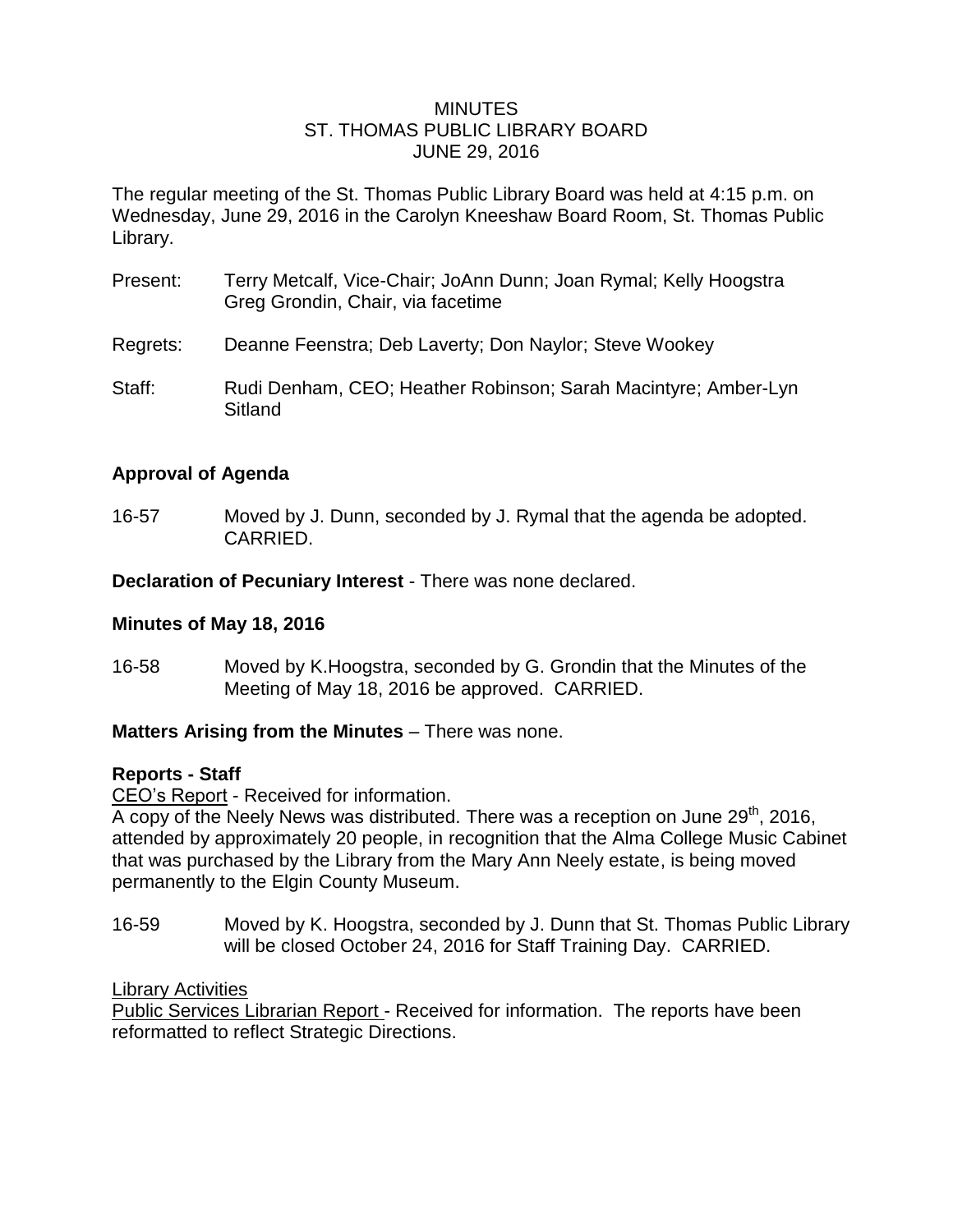# MINUTES
## ST. THOMAS PUBLIC LIBRARY BOARD
## JUNE 29, 2016

The regular meeting of the St. Thomas Public Library Board was held at 4:15 p.m. on Wednesday, June 29, 2016 in the Carolyn Kneeshaw Board Room, St. Thomas Public Library.

Present: Terry Metcalf, Vice-Chair; JoAnn Dunn; Joan Rymal; Kelly Hoogstra
Greg Grondin, Chair, via facetime

Regrets: Deanne Feenstra; Deb Laverty; Don Naylor; Steve Wookey

Staff: Rudi Denham, CEO; Heather Robinson; Sarah Macintyre; Amber-Lyn Sitland

**Approval of Agenda**

16-57 Moved by J. Dunn, seconded by J. Rymal that the agenda be adopted. CARRIED.

**Declaration of Pecuniary Interest** - There was none declared.

**Minutes of May 18, 2016**

16-58 Moved by K.Hoogstra, seconded by G. Grondin that the Minutes of the Meeting of May 18, 2016 be approved. CARRIED.

**Matters Arising from the Minutes** – There was none.

**Reports - Staff**

CEO's Report - Received for information.
A copy of the Neely News was distributed. There was a reception on June 29th, 2016, attended by approximately 20 people, in recognition that the Alma College Music Cabinet that was purchased by the Library from the Mary Ann Neely estate, is being moved permanently to the Elgin County Museum.

16-59 Moved by K. Hoogstra, seconded by J. Dunn that St. Thomas Public Library will be closed October 24, 2016 for Staff Training Day. CARRIED.

Library Activities
Public Services Librarian Report - Received for information. The reports have been reformatted to reflect Strategic Directions.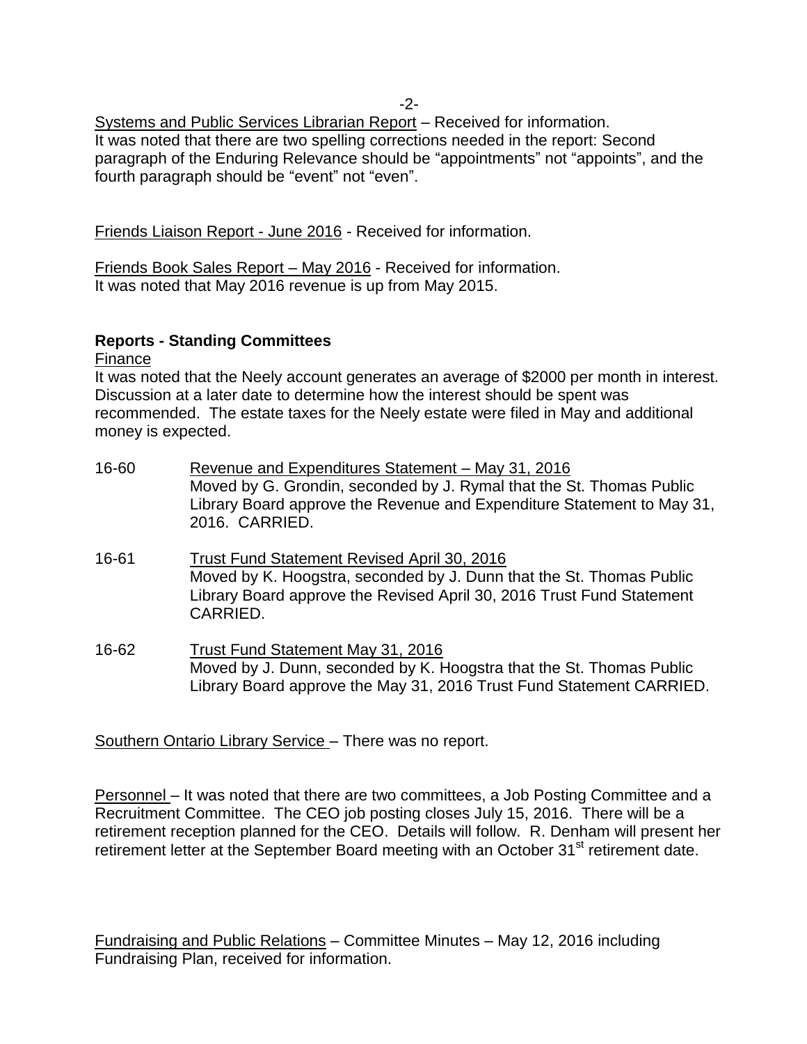Systems and Public Services Librarian Report – Received for information.
It was noted that there are two spelling corrections needed in the report: Second paragraph of the Enduring Relevance should be "appointments" not "appoints", and the fourth paragraph should be "event" not "even".

Friends Liaison Report - June 2016 - Received for information.

Friends Book Sales Report – May 2016 - Received for information.
It was noted that May 2016 revenue is up from May 2015.

**Reports - Standing Committees**

Finance

It was noted that the Neely account generates an average of $2000 per month in interest. Discussion at a later date to determine how the interest should be spent was recommended. The estate taxes for the Neely estate were filed in May and additional money is expected.

16-60 Revenue and Expenditures Statement – May 31, 2016
Moved by G. Grondin, seconded by J. Rymal that the St. Thomas Public Library Board approve the Revenue and Expenditure Statement to May 31, 2016. CARRIED.

16-61 Trust Fund Statement Revised April 30, 2016
Moved by K. Hoogstra, seconded by J. Dunn that the St. Thomas Public Library Board approve the Revised April 30, 2016 Trust Fund Statement CARRIED.

16-62 Trust Fund Statement May 31, 2016
Moved by J. Dunn, seconded by K. Hoogstra that the St. Thomas Public Library Board approve the May 31, 2016 Trust Fund Statement CARRIED.

Southern Ontario Library Service – There was no report.

Personnel – It was noted that there are two committees, a Job Posting Committee and a Recruitment Committee. The CEO job posting closes July 15, 2016. There will be a retirement reception planned for the CEO. Details will follow. R. Denham will present her retirement letter at the September Board meeting with an October 31st retirement date.

Fundraising and Public Relations – Committee Minutes – May 12, 2016 including Fundraising Plan, received for information.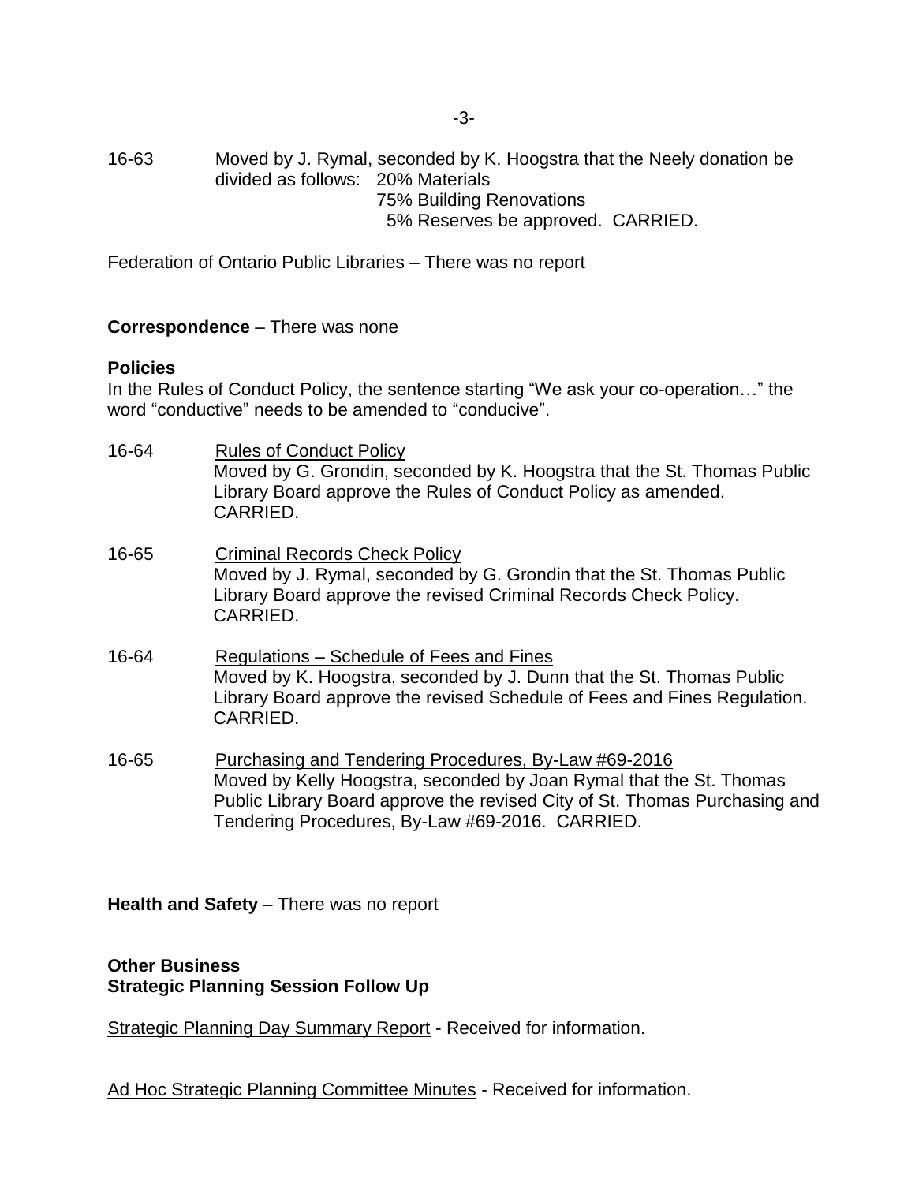16-63 Moved by J. Rymal, seconded by K. Hoogstra that the Neely donation be divided as follows:
20% Materials
75% Building Renovations
5% Reserves be approved. CARRIED.

Federation of Ontario Public Libraries – There was no report

**Correspondence** – There was none

**Policies**

In the Rules of Conduct Policy, the sentence starting "We ask your co-operation…" the word "conductive" needs to be amended to "conducive".

16-64 Rules of Conduct Policy
Moved by G. Grondin, seconded by K. Hoogstra that the St. Thomas Public Library Board approve the Rules of Conduct Policy as amended. CARRIED.

16-65 Criminal Records Check Policy
Moved by J. Rymal, seconded by G. Grondin that the St. Thomas Public Library Board approve the revised Criminal Records Check Policy. CARRIED.

16-64 Regulations – Schedule of Fees and Fines
Moved by K. Hoogstra, seconded by J. Dunn that the St. Thomas Public Library Board approve the revised Schedule of Fees and Fines Regulation. CARRIED.

16-65 Purchasing and Tendering Procedures, By-Law #69-2016
Moved by Kelly Hoogstra, seconded by Joan Rymal that the St. Thomas Public Library Board approve the revised City of St. Thomas Purchasing and Tendering Procedures, By-Law #69-2016. CARRIED.

**Health and Safety** – There was no report

**Other Business**
**Strategic Planning Session Follow Up**

Strategic Planning Day Summary Report - Received for information.

Ad Hoc Strategic Planning Committee Minutes - Received for information.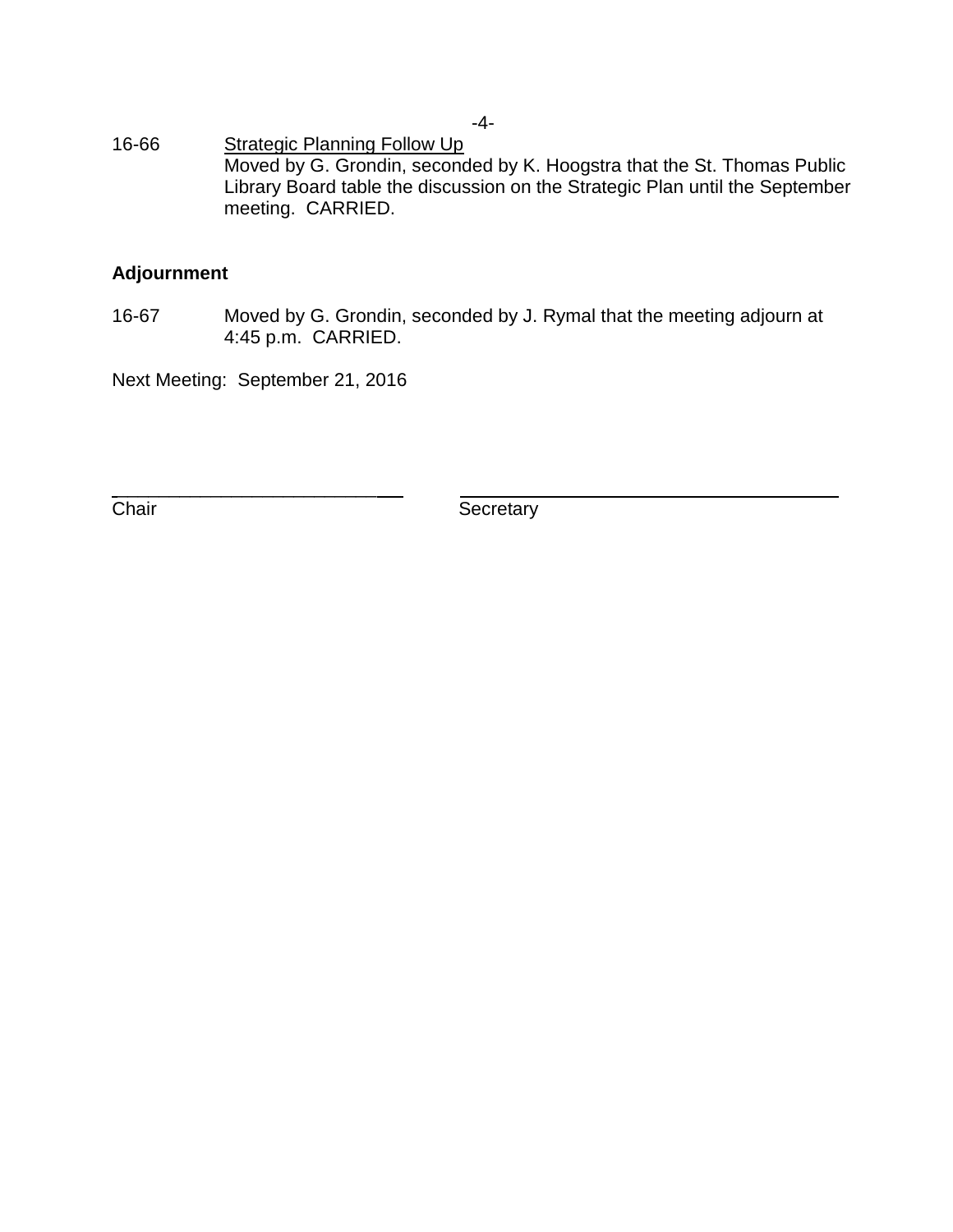16-66 Strategic Planning Follow Up
Moved by G. Grondin, seconded by K. Hoogstra that the St. Thomas Public Library Board table the discussion on the Strategic Plan until the September meeting. CARRIED.

**Adjournment**

16-67 Moved by G. Grondin, seconded by J. Rymal that the meeting adjourn at 4:45 p.m. CARRIED.

Next Meeting: September 21, 2016

\_\_\_\_\_\_\_\_\_\_\_\_\_\_\_\_\_\_\_\_\_\_\_\_\_\_\_\_ \_\_\_\_\_\_\_\_\_\_\_\_\_\_\_\_\_\_\_\_\_\_\_\_\_\_\_\_\_\_\_\_\_\_\_\_\_\_\_\_

Chair Secretary